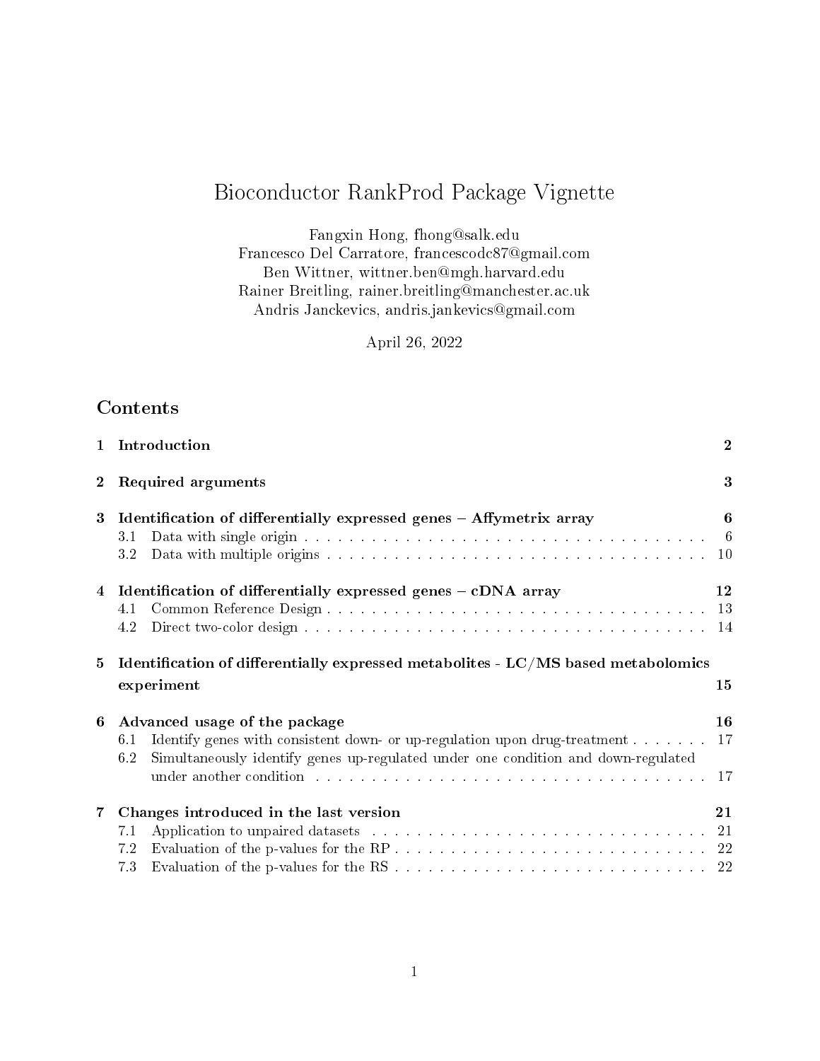# Bioconductor RankProd Package Vignette

Fangxin Hong, fhong@salk.edu
Francesco Del Carratore, francescodc87@gmail.com
Ben Wittner, wittner.ben@mgh.harvard.edu
Rainer Breitling, rainer.breitling@manchester.ac.uk
Andris Janckevics, andris.jankevics@gmail.com

April 26, 2022

## Contents

- **1 Introduction** — 2
- **2 Required arguments** — 3
- **3 Identification of differentially expressed genes – Affymetrix array** — 6
  - 3.1 Data with single origin — 6
  - 3.2 Data with multiple origins — 10
- **4 Identification of differentially expressed genes – cDNA array** — 12
  - 4.1 Common Reference Design — 13
  - 4.2 Direct two-color design — 14
- **5 Identification of differentially expressed metabolites - LC/MS based metabolomics experiment** — 15
- **6 Advanced usage of the package** — 16
  - 6.1 Identify genes with consistent down- or up-regulation upon drug-treatment — 17
  - 6.2 Simultaneously identify genes up-regulated under one condition and down-regulated under another condition — 17
- **7 Changes introduced in the last version** — 21
  - 7.1 Application to unpaired datasets — 21
  - 7.2 Evaluation of the p-values for the RP — 22
  - 7.3 Evaluation of the p-values for the RS — 22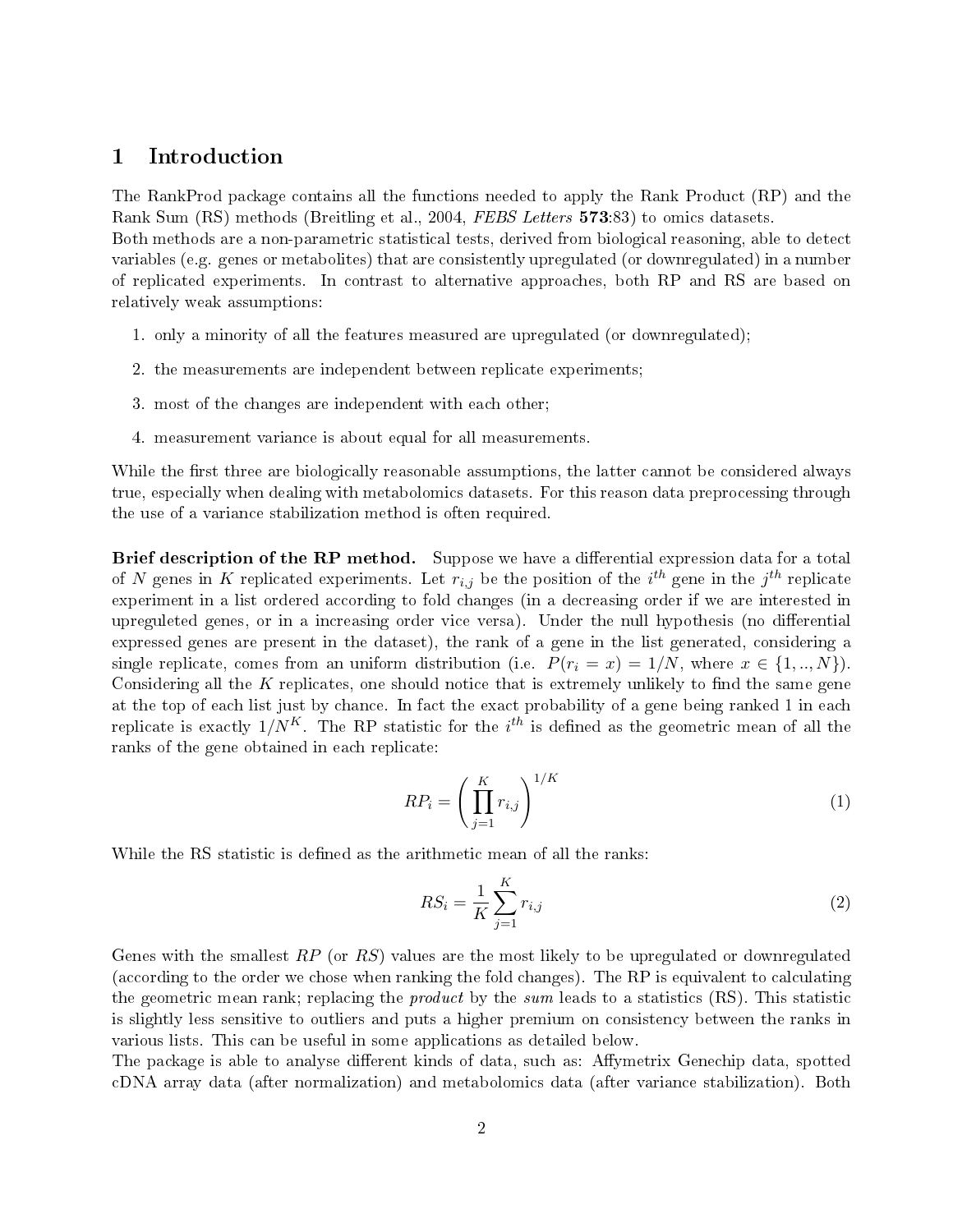# 1 Introduction

The RankProd package contains all the functions needed to apply the Rank Product (RP) and the Rank Sum (RS) methods (Breitling et al., 2004, *FEBS Letters* **573**:83) to omics datasets.
Both methods are a non-parametric statistical tests, derived from biological reasoning, able to detect variables (e.g. genes or metabolites) that are consistently upregulated (or downregulated) in a number of replicated experiments. In contrast to alternative approaches, both RP and RS are based on relatively weak assumptions:

1. only a minority of all the features measured are upregulated (or downregulated);
2. the measurements are independent between replicate experiments;
3. most of the changes are independent with each other;
4. measurement variance is about equal for all measurements.

While the first three are biologically reasonable assumptions, the latter cannot be considered always true, especially when dealing with metabolomics datasets. For this reason data preprocessing through the use of a variance stabilization method is often required.

**Brief description of the RP method.** Suppose we have a differential expression data for a total of $N$ genes in $K$ replicated experiments. Let $r_{i,j}$ be the position of the $i^{th}$ gene in the $j^{th}$ replicate experiment in a list ordered according to fold changes (in a decreasing order if we are interested in upreguleted genes, or in a increasing order vice versa). Under the null hypothesis (no differential expressed genes are present in the dataset), the rank of a gene in the list generated, considering a single replicate, comes from an uniform distribution (i.e. $P(r_i = x) = 1/N$, where $x \in \{1, .., N\}$). Considering all the $K$ replicates, one should notice that is extremely unlikely to find the same gene at the top of each list just by chance. In fact the exact probability of a gene being ranked 1 in each replicate is exactly $1/N^K$. The RP statistic for the $i^{th}$ is defined as the geometric mean of all the ranks of the gene obtained in each replicate:

$$RP_i = \left( \prod_{j=1}^{K} r_{i,j} \right)^{1/K} \tag{1}$$

While the RS statistic is defined as the arithmetic mean of all the ranks:

$$RS_i = \frac{1}{K} \sum_{j=1}^{K} r_{i,j} \tag{2}$$

Genes with the smallest $RP$ (or $RS$) values are the most likely to be upregulated or downregulated (according to the order we chose when ranking the fold changes). The RP is equivalent to calculating the geometric mean rank; replacing the *product* by the *sum* leads to a statistics (RS). This statistic is slightly less sensitive to outliers and puts a higher premium on consistency between the ranks in various lists. This can be useful in some applications as detailed below.
The package is able to analyse different kinds of data, such as: Affymetrix Genechip data, spotted cDNA array data (after normalization) and metabolomics data (after variance stabilization). Both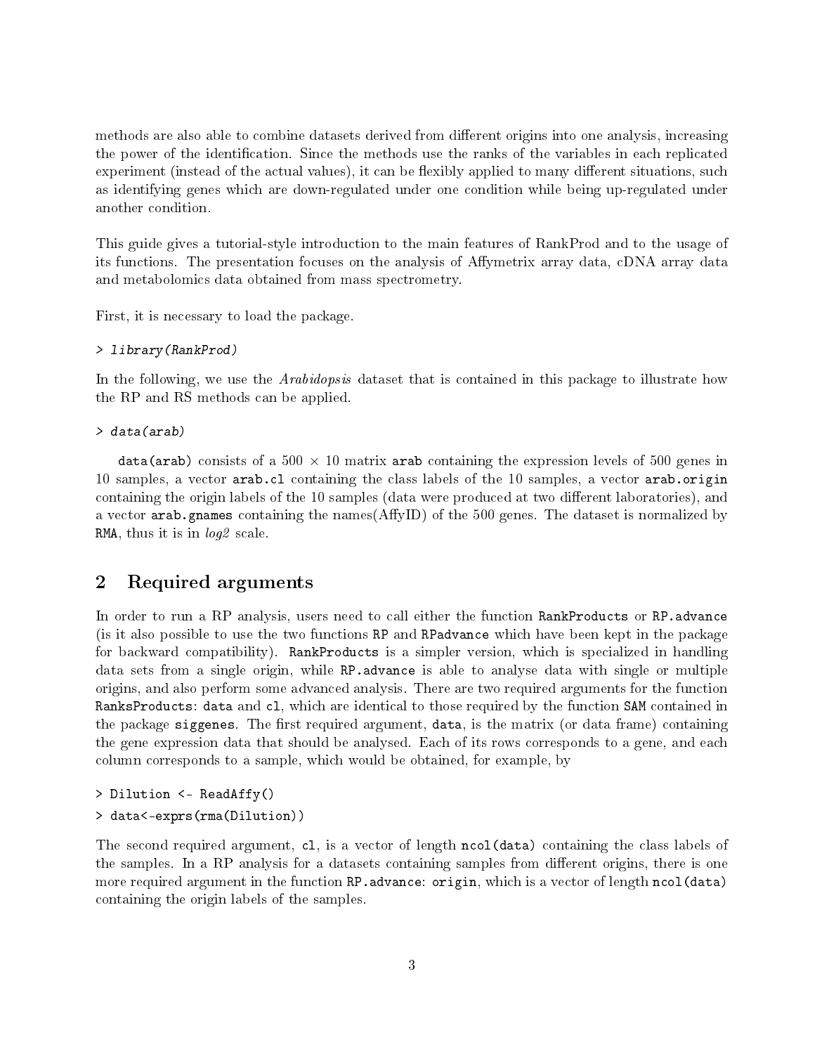methods are also able to combine datasets derived from different origins into one analysis, increasing the power of the identification. Since the methods use the ranks of the variables in each replicated experiment (instead of the actual values), it can be flexibly applied to many different situations, such as identifying genes which are down-regulated under one condition while being up-regulated under another condition.

This guide gives a tutorial-style introduction to the main features of RankProd and to the usage of its functions. The presentation focuses on the analysis of Affymetrix array data, cDNA array data and metabolomics data obtained from mass spectrometry.

First, it is necessary to load the package.

```
> library(RankProd)
```

In the following, we use the *Arabidopsis* dataset that is contained in this package to illustrate how the RP and RS methods can be applied.

```
> data(arab)
```

`data(arab)` consists of a 500 × 10 matrix `arab` containing the expression levels of 500 genes in 10 samples, a vector `arab.cl` containing the class labels of the 10 samples, a vector `arab.origin` containing the origin labels of the 10 samples (data were produced at two different laboratories), and a vector `arab.gnames` containing the names(AffyID) of the 500 genes. The dataset is normalized by `RMA`, thus it is in *log2* scale.

## 2 Required arguments

In order to run a RP analysis, users need to call either the function `RankProducts` or `RP.advance` (is it also possible to use the two functions `RP` and `RPadvance` which have been kept in the package for backward compatibility). `RankProducts` is a simpler version, which is specialized in handling data sets from a single origin, while `RP.advance` is able to analyse data with single or multiple origins, and also perform some advanced analysis. There are two required arguments for the function `RanksProducts`: `data` and `cl`, which are identical to those required by the function `SAM` contained in the package `siggenes`. The first required argument, `data`, is the matrix (or data frame) containing the gene expression data that should be analysed. Each of its rows corresponds to a gene, and each column corresponds to a sample, which would be obtained, for example, by

```
> Dilution <- ReadAffy()
> data<-exprs(rma(Dilution))
```

The second required argument, `cl`, is a vector of length `ncol(data)` containing the class labels of the samples. In a RP analysis for a datasets containing samples from different origins, there is one more required argument in the function `RP.advance`: `origin`, which is a vector of length `ncol(data)` containing the origin labels of the samples.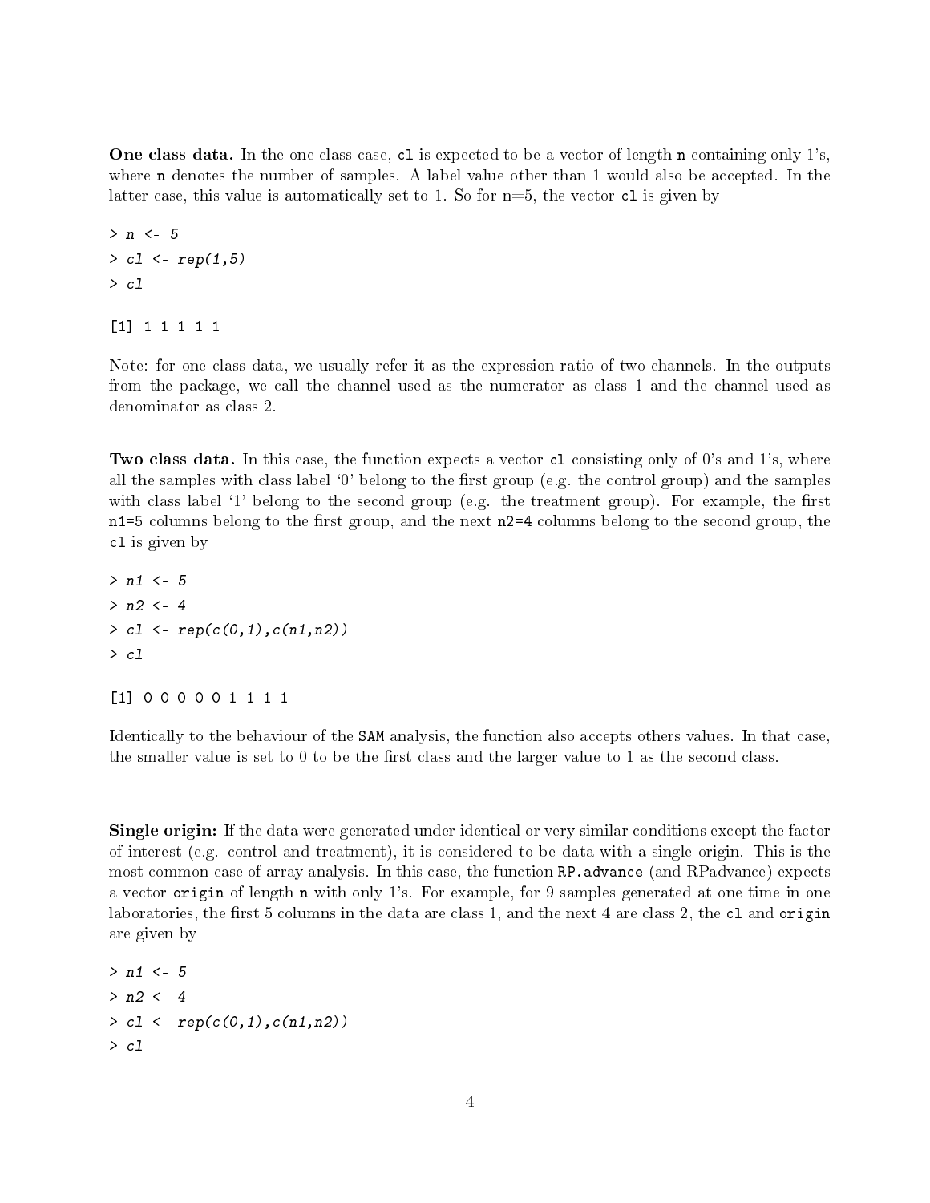**One class data.** In the one class case, `cl` is expected to be a vector of length `n` containing only 1's, where `n` denotes the number of samples. A label value other than 1 would also be accepted. In the latter case, this value is automatically set to 1. So for n=5, the vector `cl` is given by

```
> n <- 5
> cl <- rep(1,5)
> cl

[1] 1 1 1 1 1
```

Note: for one class data, we usually refer it as the expression ratio of two channels. In the outputs from the package, we call the channel used as the numerator as class 1 and the channel used as denominator as class 2.

**Two class data.** In this case, the function expects a vector `cl` consisting only of 0's and 1's, where all the samples with class label '0' belong to the first group (e.g. the control group) and the samples with class label '1' belong to the second group (e.g. the treatment group). For example, the first `n1=5` columns belong to the first group, and the next `n2=4` columns belong to the second group, the `cl` is given by

```
> n1 <- 5
> n2 <- 4
> cl <- rep(c(0,1),c(n1,n2))
> cl

[1] 0 0 0 0 0 1 1 1 1
```

Identically to the behaviour of the `SAM` analysis, the function also accepts others values. In that case, the smaller value is set to 0 to be the first class and the larger value to 1 as the second class.

**Single origin:** If the data were generated under identical or very similar conditions except the factor of interest (e.g. control and treatment), it is considered to be data with a single origin. This is the most common case of array analysis. In this case, the function `RP.advance` (and RPadvance) expects a vector `origin` of length `n` with only 1's. For example, for 9 samples generated at one time in one laboratories, the first 5 columns in the data are class 1, and the next 4 are class 2, the `cl` and `origin` are given by

```
> n1 <- 5
> n2 <- 4
> cl <- rep(c(0,1),c(n1,n2))
> cl
```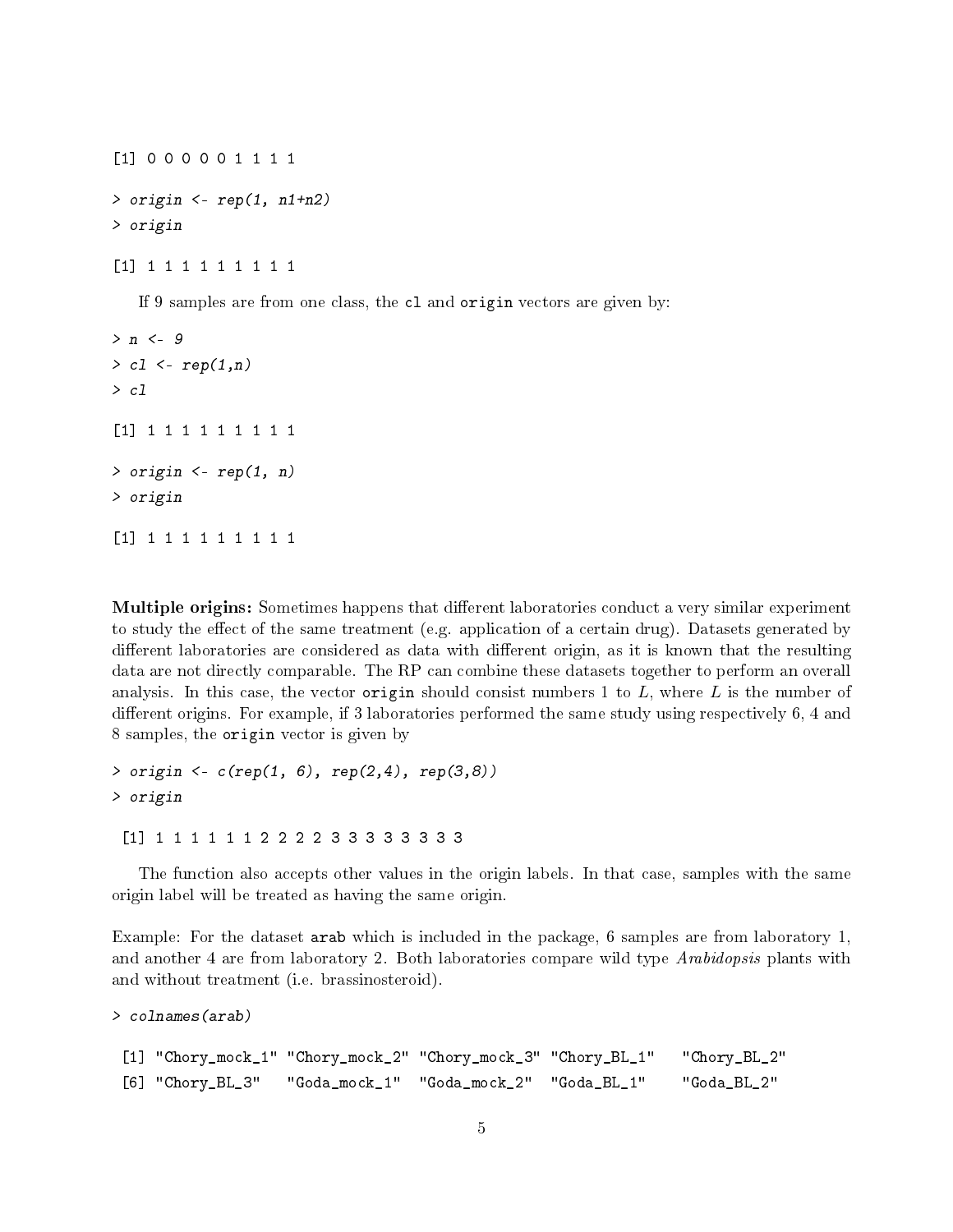```
[1] 0 0 0 0 0 1 1 1 1
```

```
> origin <- rep(1, n1+n2)
> origin
```

```
[1] 1 1 1 1 1 1 1 1 1
```

If 9 samples are from one class, the cl and origin vectors are given by:

```
> n <- 9
> cl <- rep(1,n)
> cl
```

```
[1] 1 1 1 1 1 1 1 1 1
```

```
> origin <- rep(1, n)
> origin
```

```
[1] 1 1 1 1 1 1 1 1 1
```

**Multiple origins:** Sometimes happens that different laboratories conduct a very similar experiment to study the effect of the same treatment (e.g. application of a certain drug). Datasets generated by different laboratories are considered as data with different origin, as it is known that the resulting data are not directly comparable. The RP can combine these datasets together to perform an overall analysis. In this case, the vector origin should consist numbers 1 to $L$, where $L$ is the number of different origins. For example, if 3 laboratories performed the same study using respectively 6, 4 and 8 samples, the origin vector is given by

```
> origin <- c(rep(1, 6), rep(2,4), rep(3,8))
> origin
```

```
 [1] 1 1 1 1 1 1 2 2 2 2 3 3 3 3 3 3 3 3
```

The function also accepts other values in the origin labels. In that case, samples with the same origin label will be treated as having the same origin.

Example: For the dataset arab which is included in the package, 6 samples are from laboratory 1, and another 4 are from laboratory 2. Both laboratories compare wild type *Arabidopsis* plants with and without treatment (i.e. brassinosteroid).

```
> colnames(arab)
```

```
 [1] "Chory_mock_1" "Chory_mock_2" "Chory_mock_3" "Chory_BL_1"   "Chory_BL_2"  
 [6] "Chory_BL_3"   "Goda_mock_1"  "Goda_mock_2"  "Goda_BL_1"    "Goda_BL_2"   
```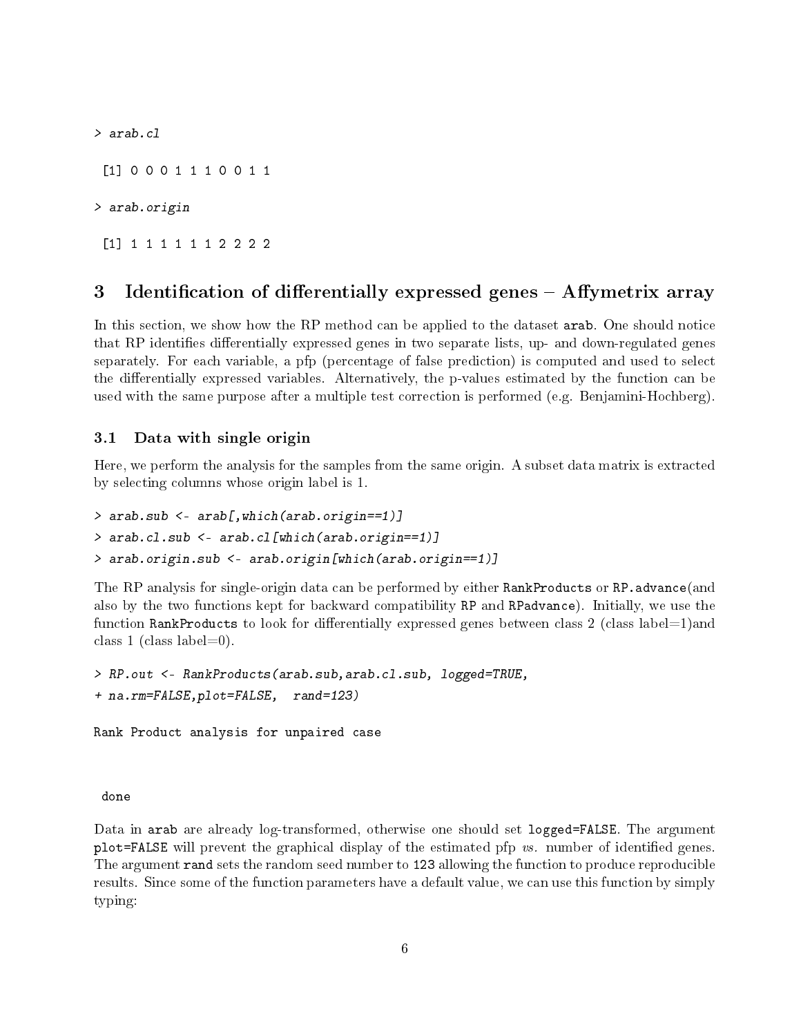```
> arab.cl

 [1] 0 0 0 1 1 1 0 0 1 1

> arab.origin

 [1] 1 1 1 1 1 1 2 2 2 2
```

## 3 Identification of differentially expressed genes – Affymetrix array

In this section, we show how the RP method can be applied to the dataset `arab`. One should notice that RP identifies differentially expressed genes in two separate lists, up- and down-regulated genes separately. For each variable, a pfp (percentage of false prediction) is computed and used to select the differentially expressed variables. Alternatively, the p-values estimated by the function can be used with the same purpose after a multiple test correction is performed (e.g. Benjamini-Hochberg).

### 3.1 Data with single origin

Here, we perform the analysis for the samples from the same origin. A subset data matrix is extracted by selecting columns whose origin label is 1.

```
> arab.sub <- arab[,which(arab.origin==1)]
> arab.cl.sub <- arab.cl[which(arab.origin==1)]
> arab.origin.sub <- arab.origin[which(arab.origin==1)]
```

The RP analysis for single-origin data can be performed by either `RankProducts` or `RP.advance`(and also by the two functions kept for backward compatibility `RP` and `RPadvance`). Initially, we use the function `RankProducts` to look for differentially expressed genes between class 2 (class label=1)and class 1 (class label=0).

```
> RP.out <- RankProducts(arab.sub,arab.cl.sub, logged=TRUE,
+ na.rm=FALSE,plot=FALSE,  rand=123)

Rank Product analysis for unpaired case



 done
```

Data in `arab` are already log-transformed, otherwise one should set `logged=FALSE`. The argument `plot=FALSE` will prevent the graphical display of the estimated pfp *vs.* number of identified genes. The argument `rand` sets the random seed number to `123` allowing the function to produce reproducible results. Since some of the function parameters have a default value, we can use this function by simply typing: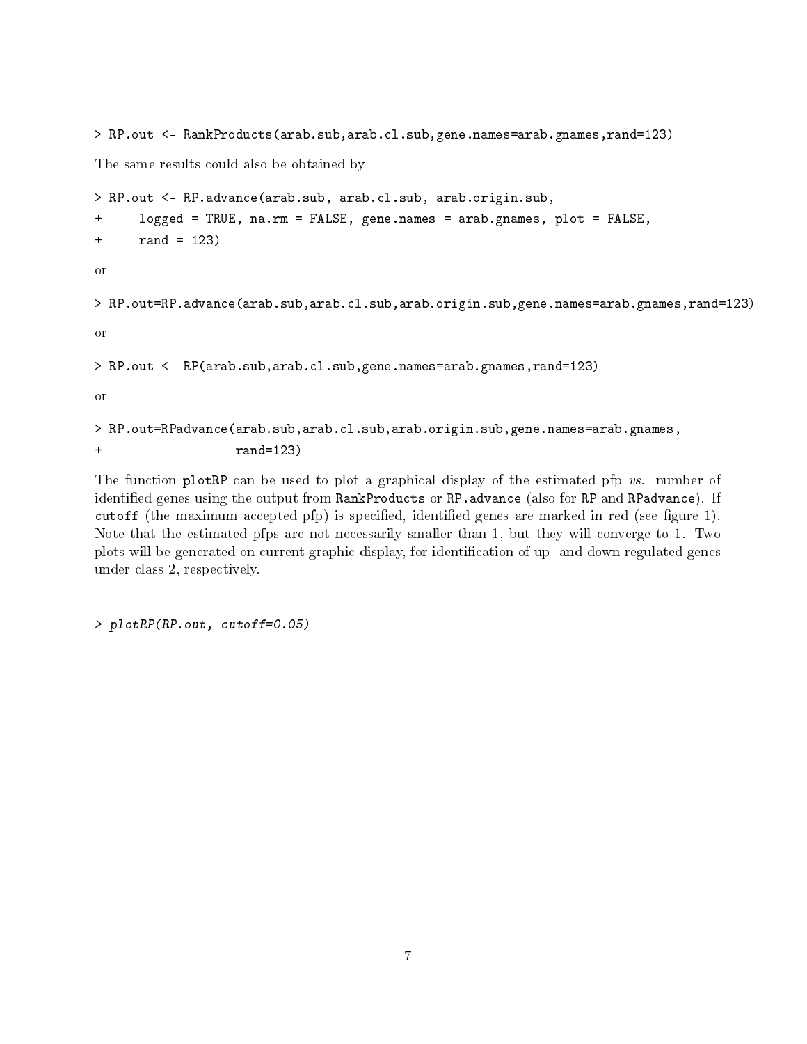```
> RP.out <- RankProducts(arab.sub,arab.cl.sub,gene.names=arab.gnames,rand=123)
```

The same results could also be obtained by

```
> RP.out <- RP.advance(arab.sub, arab.cl.sub, arab.origin.sub,
+     logged = TRUE, na.rm = FALSE, gene.names = arab.gnames, plot = FALSE,
+     rand = 123)
```

or

```
> RP.out=RP.advance(arab.sub,arab.cl.sub,arab.origin.sub,gene.names=arab.gnames,rand=123)
```

or

```
> RP.out <- RP(arab.sub,arab.cl.sub,gene.names=arab.gnames,rand=123)
```

or

```
> RP.out=RPadvance(arab.sub,arab.cl.sub,arab.origin.sub,gene.names=arab.gnames,
+                  rand=123)
```

The function `plotRP` can be used to plot a graphical display of the estimated pfp *vs.* number of identified genes using the output from `RankProducts` or `RP.advance` (also for `RP` and `RPadvance`). If `cutoff` (the maximum accepted pfp) is specified, identified genes are marked in red (see figure 1). Note that the estimated pfps are not necessarily smaller than 1, but they will converge to 1. Two plots will be generated on current graphic display, for identification of up- and down-regulated genes under class 2, respectively.

```
> plotRP(RP.out, cutoff=0.05)
```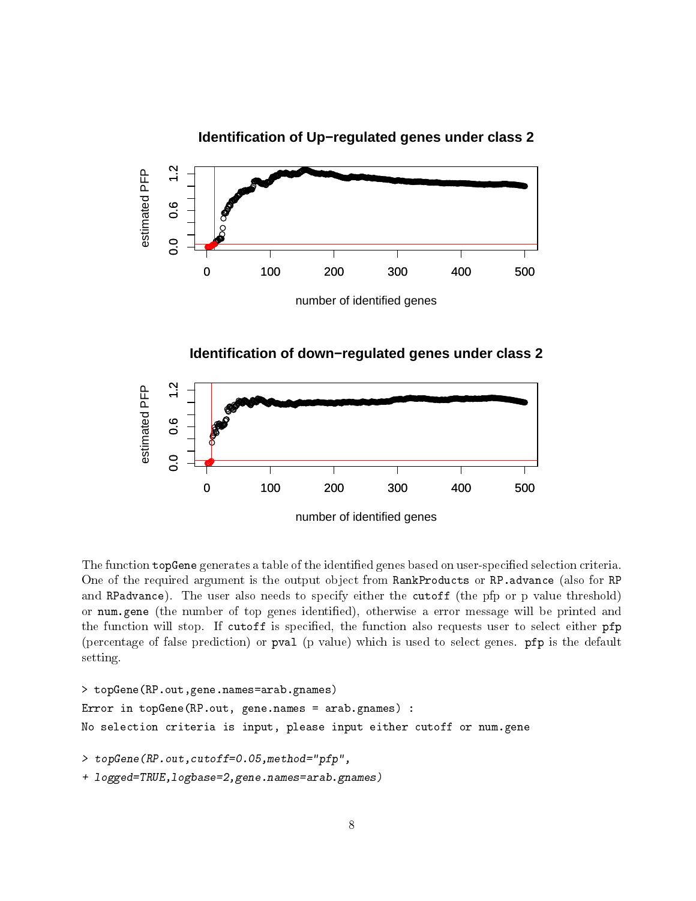The function `topGene` generates a table of the identified genes based on user-specified selection criteria. One of the required argument is the output object from `RankProducts` or `RP.advance` (also for `RP` and `RPadvance`). The user also needs to specify either the `cutoff` (the pfp or p value threshold) or `num.gene` (the number of top genes identified), otherwise a error message will be printed and the function will stop. If `cutoff` is specified, the function also requests user to select either `pfp` (percentage of false prediction) or `pval` (p value) which is used to select genes. `pfp` is the default setting.

```
> topGene(RP.out,gene.names=arab.gnames)
Error in topGene(RP.out, gene.names = arab.gnames) :
No selection criteria is input, please input either cutoff or num.gene
```

```
> topGene(RP.out,cutoff=0.05,method="pfp",
+ logged=TRUE,logbase=2,gene.names=arab.gnames)
```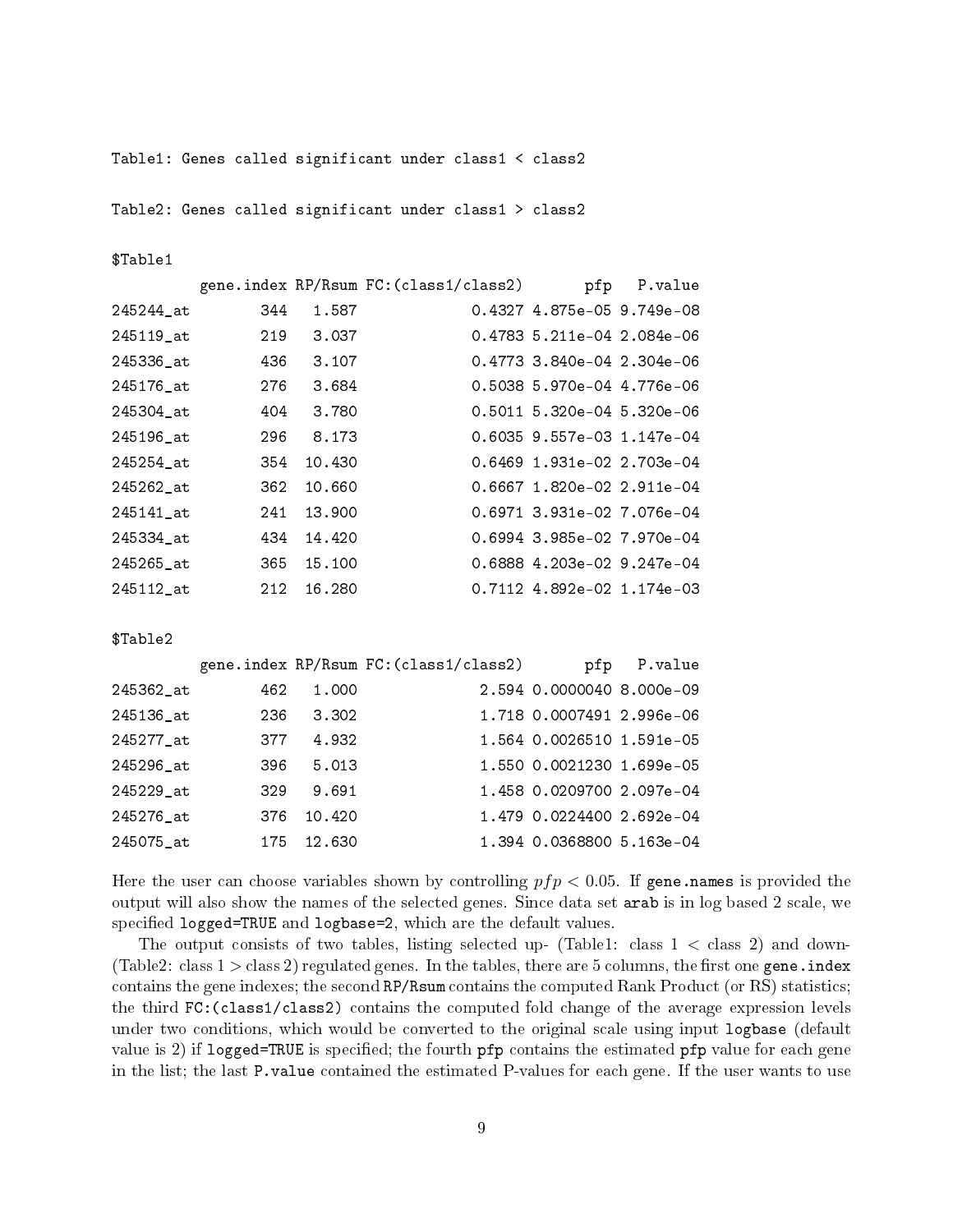```
Table1: Genes called significant under class1 < class2

Table2: Genes called significant under class1 > class2

$Table1
          gene.index RP/Rsum FC:(class1/class2)       pfp   P.value
245244_at        344   1.587             0.4327 4.875e-05 9.749e-08
245119_at        219   3.037             0.4783 5.211e-04 2.084e-06
245336_at        436   3.107             0.4773 3.840e-04 2.304e-06
245176_at        276   3.684             0.5038 5.970e-04 4.776e-06
245304_at        404   3.780             0.5011 5.320e-04 5.320e-06
245196_at        296   8.173             0.6035 9.557e-03 1.147e-04
245254_at        354  10.430             0.6469 1.931e-02 2.703e-04
245262_at        362  10.660             0.6667 1.820e-02 2.911e-04
245141_at        241  13.900             0.6971 3.931e-02 7.076e-04
245334_at        434  14.420             0.6994 3.985e-02 7.970e-04
245265_at        365  15.100             0.6888 4.203e-02 9.247e-04
245112_at        212  16.280             0.7112 4.892e-02 1.174e-03

$Table2
          gene.index RP/Rsum FC:(class1/class2)       pfp   P.value
245362_at        462   1.000              2.594 0.0000040 8.000e-09
245136_at        236   3.302              1.718 0.0007491 2.996e-06
245277_at        377   4.932              1.564 0.0026510 1.591e-05
245296_at        396   5.013              1.550 0.0021230 1.699e-05
245229_at        329   9.691              1.458 0.0209700 2.097e-04
245276_at        376  10.420              1.479 0.0224400 2.692e-04
245075_at        175  12.630              1.394 0.0368800 5.163e-04
```

Here the user can choose variables shown by controlling $pfp < 0.05$. If `gene.names` is provided the output will also show the names of the selected genes. Since data set `arab` is in log based 2 scale, we specified `logged=TRUE` and `logbase=2`, which are the default values.

The output consists of two tables, listing selected up- (Table1: class 1 < class 2) and down- (Table2: class 1 > class 2) regulated genes. In the tables, there are 5 columns, the first one `gene.index` contains the gene indexes; the second `RP/Rsum` contains the computed Rank Product (or RS) statistics; the third `FC:(class1/class2)` contains the computed fold change of the average expression levels under two conditions, which would be converted to the original scale using input `logbase` (default value is 2) if `logged=TRUE` is specified; the fourth `pfp` contains the estimated `pfp` value for each gene in the list; the last `P.value` contained the estimated P-values for each gene. If the user wants to use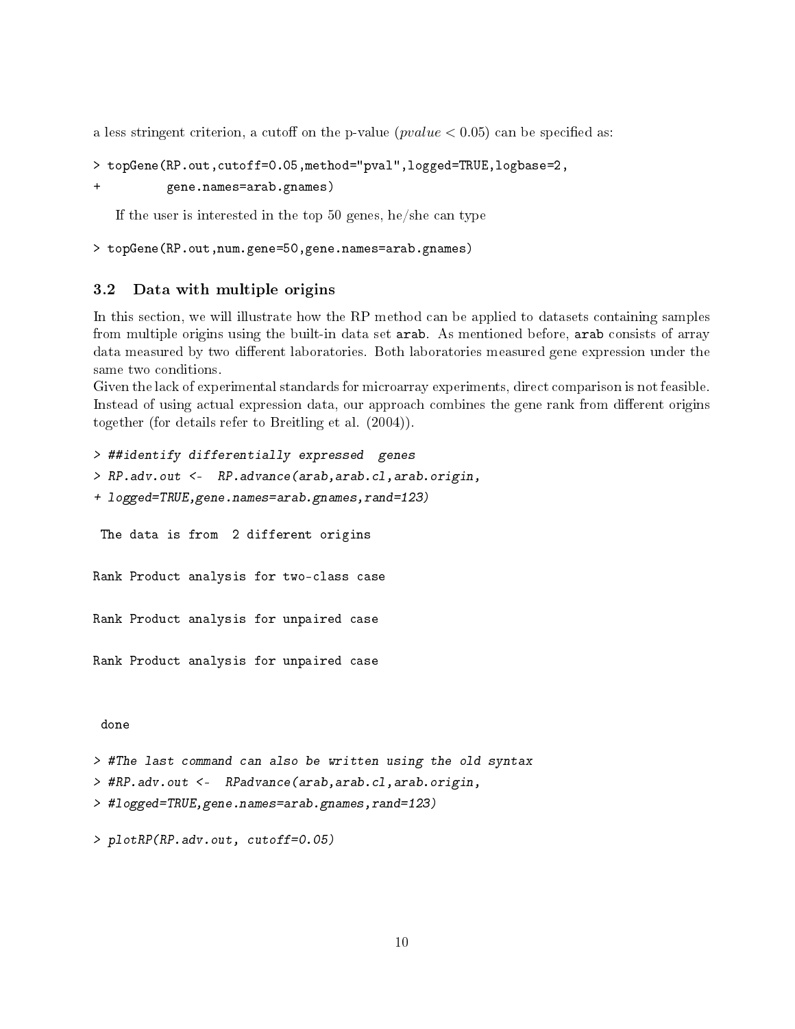a less stringent criterion, a cutoff on the p-value ($pvalue < 0.05$) can be specified as:

```
> topGene(RP.out,cutoff=0.05,method="pval",logged=TRUE,logbase=2,
+         gene.names=arab.gnames)
```

If the user is interested in the top 50 genes, he/she can type

```
> topGene(RP.out,num.gene=50,gene.names=arab.gnames)
```

### 3.2 Data with multiple origins

In this section, we will illustrate how the RP method can be applied to datasets containing samples from multiple origins using the built-in data set `arab`. As mentioned before, `arab` consists of array data measured by two different laboratories. Both laboratories measured gene expression under the same two conditions.
Given the lack of experimental standards for microarray experiments, direct comparison is not feasible. Instead of using actual expression data, our approach combines the gene rank from different origins together (for details refer to Breitling et al. (2004)).

```
> ##identify differentially expressed  genes
> RP.adv.out <-  RP.advance(arab,arab.cl,arab.origin,
+ logged=TRUE,gene.names=arab.gnames,rand=123)

 The data is from  2 different origins

Rank Product analysis for two-class case


Rank Product analysis for unpaired case


Rank Product analysis for unpaired case



 done

> #The last command can also be written using the old syntax
> #RP.adv.out <-  RPadvance(arab,arab.cl,arab.origin,
> #logged=TRUE,gene.names=arab.gnames,rand=123)

> plotRP(RP.adv.out, cutoff=0.05)
```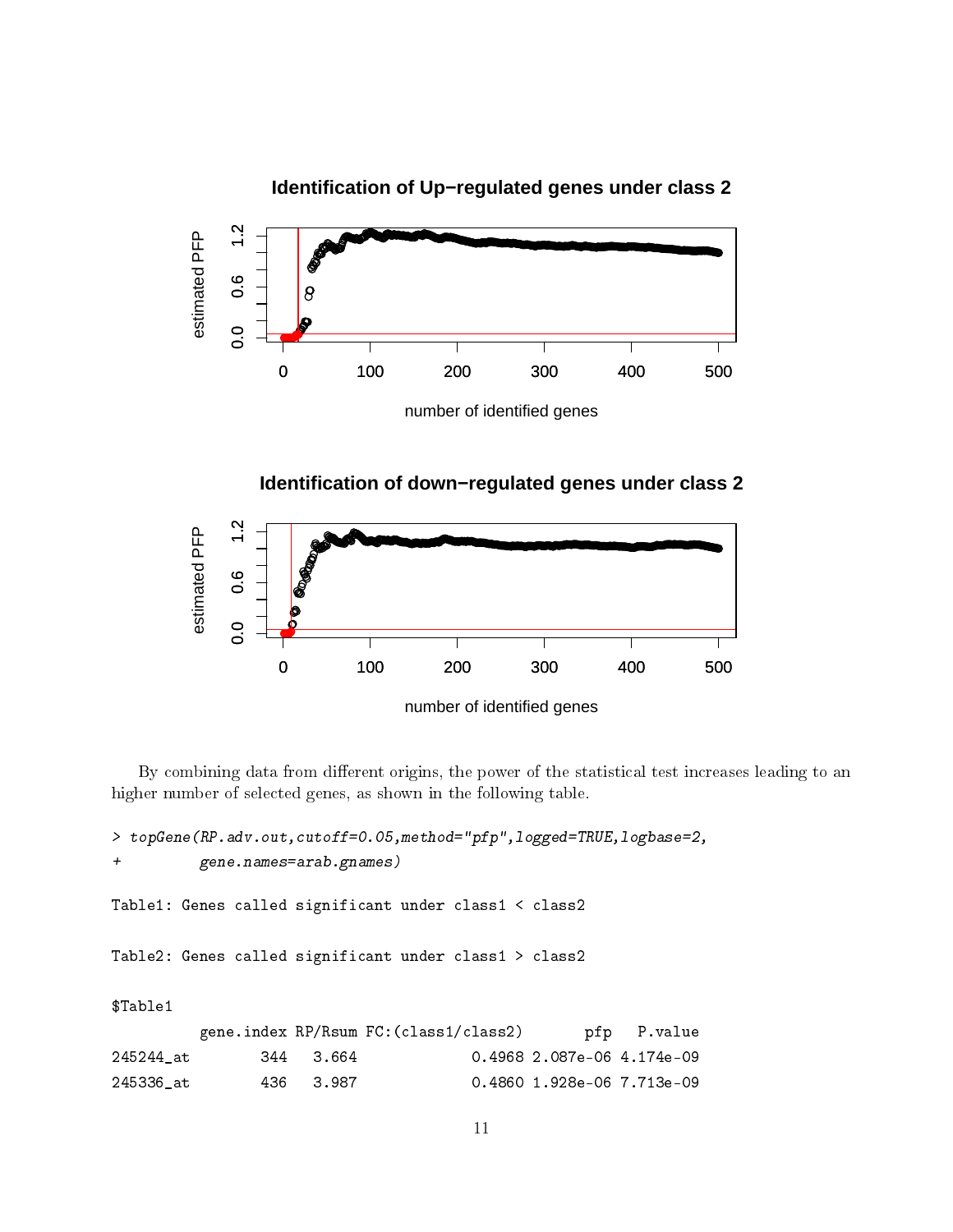By combining data from different origins, the power of the statistical test increases leading to an higher number of selected genes, as shown in the following table.

```
> topGene(RP.adv.out,cutoff=0.05,method="pfp",logged=TRUE,logbase=2,
+         gene.names=arab.gnames)

Table1: Genes called significant under class1 < class2


Table2: Genes called significant under class1 > class2


$Table1
          gene.index RP/Rsum FC:(class1/class2)       pfp   P.value
245244_at        344   3.664             0.4968 2.087e-06 4.174e-09
245336_at        436   3.987             0.4860 1.928e-06 7.713e-09
```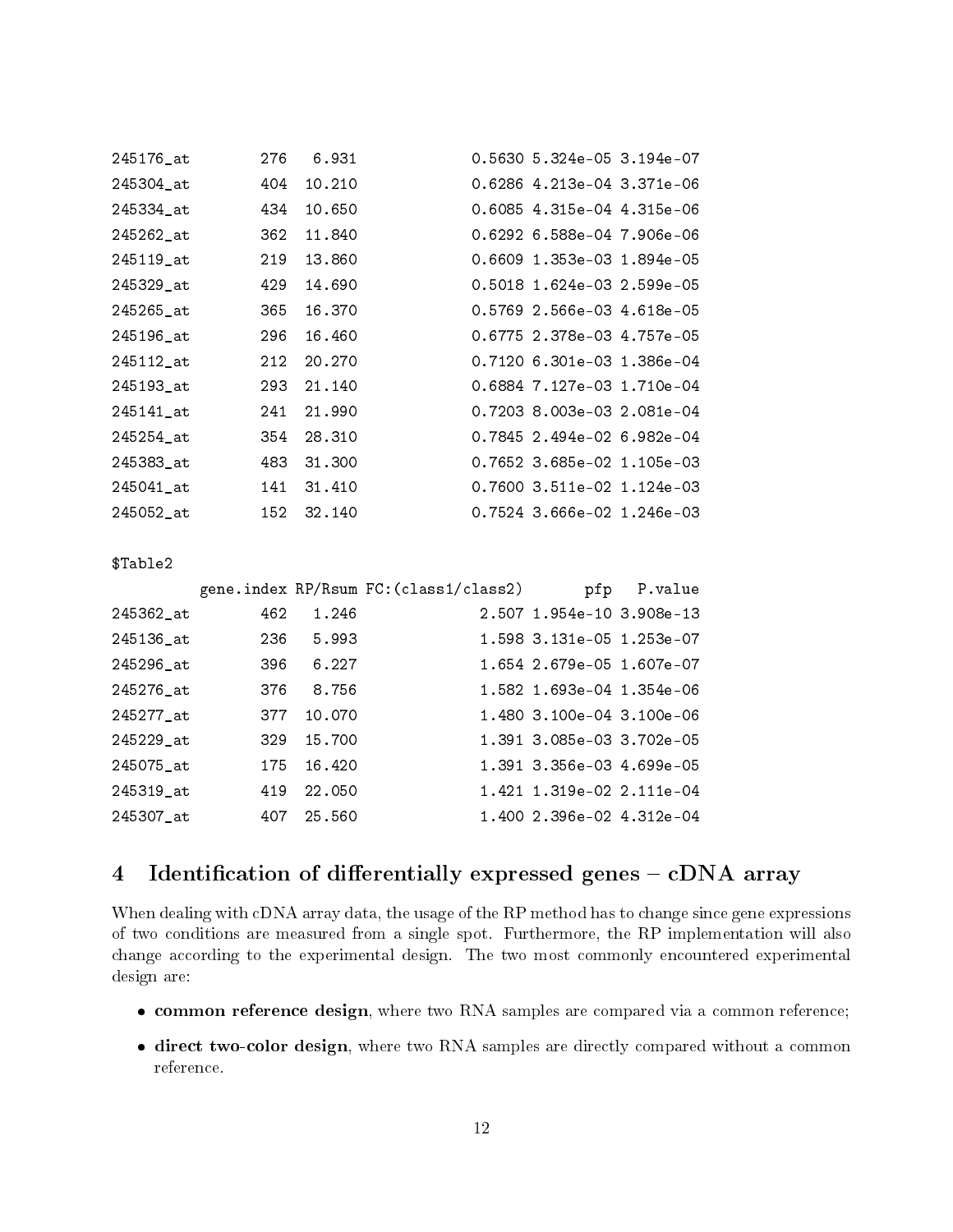```
245176_at        276   6.931             0.5630 5.324e-05 3.194e-07
245304_at        404  10.210             0.6286 4.213e-04 3.371e-06
245334_at        434  10.650             0.6085 4.315e-04 4.315e-06
245262_at        362  11.840             0.6292 6.588e-04 7.906e-06
245119_at        219  13.860             0.6609 1.353e-03 1.894e-05
245329_at        429  14.690             0.5018 1.624e-03 2.599e-05
245265_at        365  16.370             0.5769 2.566e-03 4.618e-05
245196_at        296  16.460             0.6775 2.378e-03 4.757e-05
245112_at        212  20.270             0.7120 6.301e-03 1.386e-04
245193_at        293  21.140             0.6884 7.127e-03 1.710e-04
245141_at        241  21.990             0.7203 8.003e-03 2.081e-04
245254_at        354  28.310             0.7845 2.494e-02 6.982e-04
245383_at        483  31.300             0.7652 3.685e-02 1.105e-03
245041_at        141  31.410             0.7600 3.511e-02 1.124e-03
245052_at        152  32.140             0.7524 3.666e-02 1.246e-03

$Table2
          gene.index RP/Rsum FC:(class1/class2)       pfp   P.value
245362_at        462   1.246              2.507 1.954e-10 3.908e-13
245136_at        236   5.993              1.598 3.131e-05 1.253e-07
245296_at        396   6.227              1.654 2.679e-05 1.607e-07
245276_at        376   8.756              1.582 1.693e-04 1.354e-06
245277_at        377  10.070              1.480 3.100e-04 3.100e-06
245229_at        329  15.700              1.391 3.085e-03 3.702e-05
245075_at        175  16.420              1.391 3.356e-03 4.699e-05
245319_at        419  22.050              1.421 1.319e-02 2.111e-04
245307_at        407  25.560              1.400 2.396e-02 4.312e-04
```

## 4 Identification of differentially expressed genes – cDNA array

When dealing with cDNA array data, the usage of the RP method has to change since gene expressions of two conditions are measured from a single spot. Furthermore, the RP implementation will also change according to the experimental design. The two most commonly encountered experimental design are:

- **common reference design**, where two RNA samples are compared via a common reference;
- **direct two-color design**, where two RNA samples are directly compared without a common reference.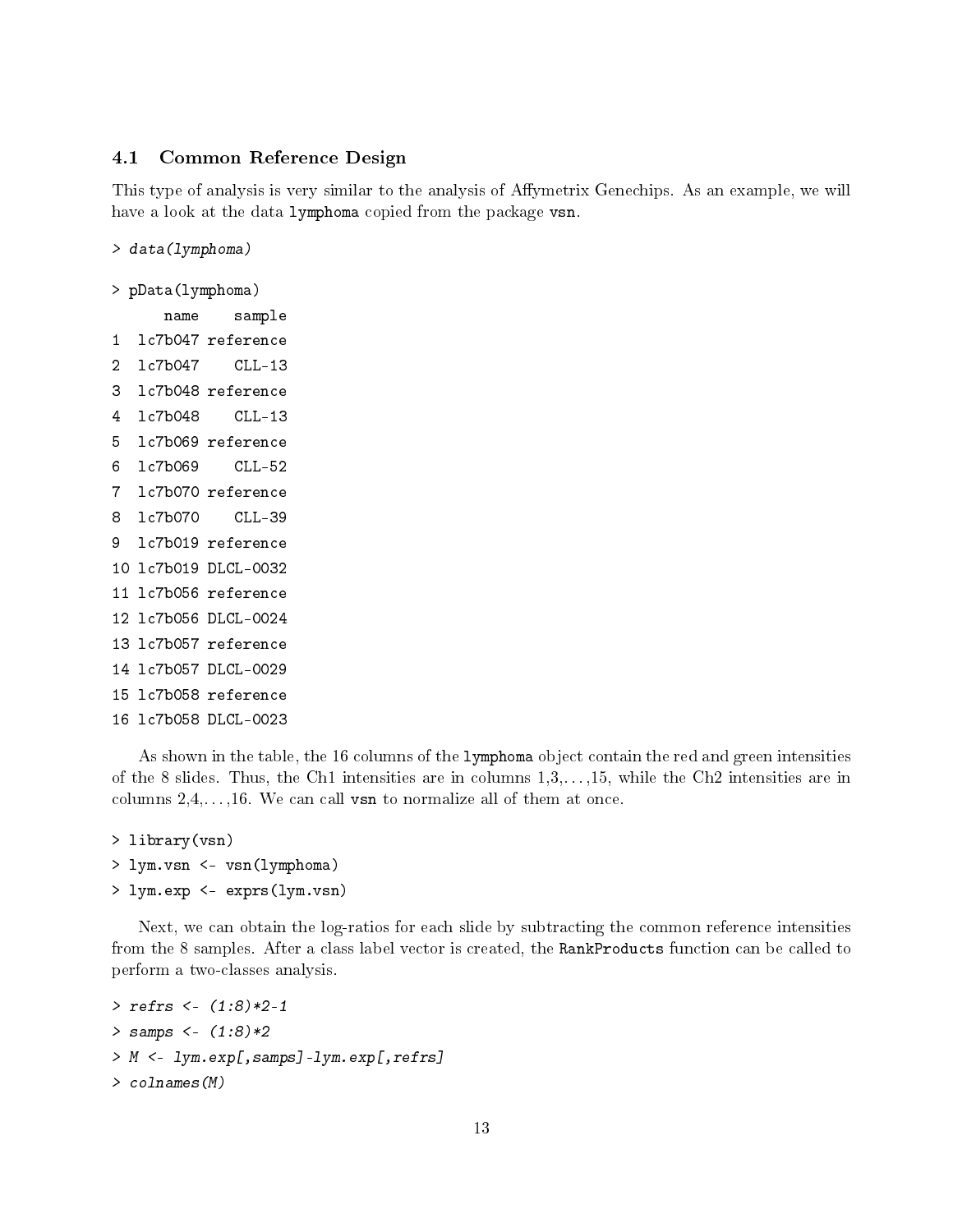### 4.1 Common Reference Design

This type of analysis is very similar to the analysis of Affymetrix Genechips. As an example, we will have a look at the data `lymphoma` copied from the package `vsn`.

```
> data(lymphoma)
```

```
> pData(lymphoma)
      name    sample
1  lc7b047 reference
2  lc7b047    CLL-13
3  lc7b048 reference
4  lc7b048    CLL-13
5  lc7b069 reference
6  lc7b069    CLL-52
7  lc7b070 reference
8  lc7b070    CLL-39
9  lc7b019 reference
10 lc7b019 DLCL-0032
11 lc7b056 reference
12 lc7b056 DLCL-0024
13 lc7b057 reference
14 lc7b057 DLCL-0029
15 lc7b058 reference
16 lc7b058 DLCL-0023
```

As shown in the table, the 16 columns of the `lymphoma` object contain the red and green intensities of the 8 slides. Thus, the Ch1 intensities are in columns 1,3,...,15, while the Ch2 intensities are in columns 2,4,...,16. We can call `vsn` to normalize all of them at once.

```
> library(vsn)
> lym.vsn <- vsn(lymphoma)
> lym.exp <- exprs(lym.vsn)
```

Next, we can obtain the log-ratios for each slide by subtracting the common reference intensities from the 8 samples. After a class label vector is created, the `RankProducts` function can be called to perform a two-classes analysis.

```
> refrs <- (1:8)*2-1
> samps <- (1:8)*2
> M <- lym.exp[,samps]-lym.exp[,refrs]
> colnames(M)
```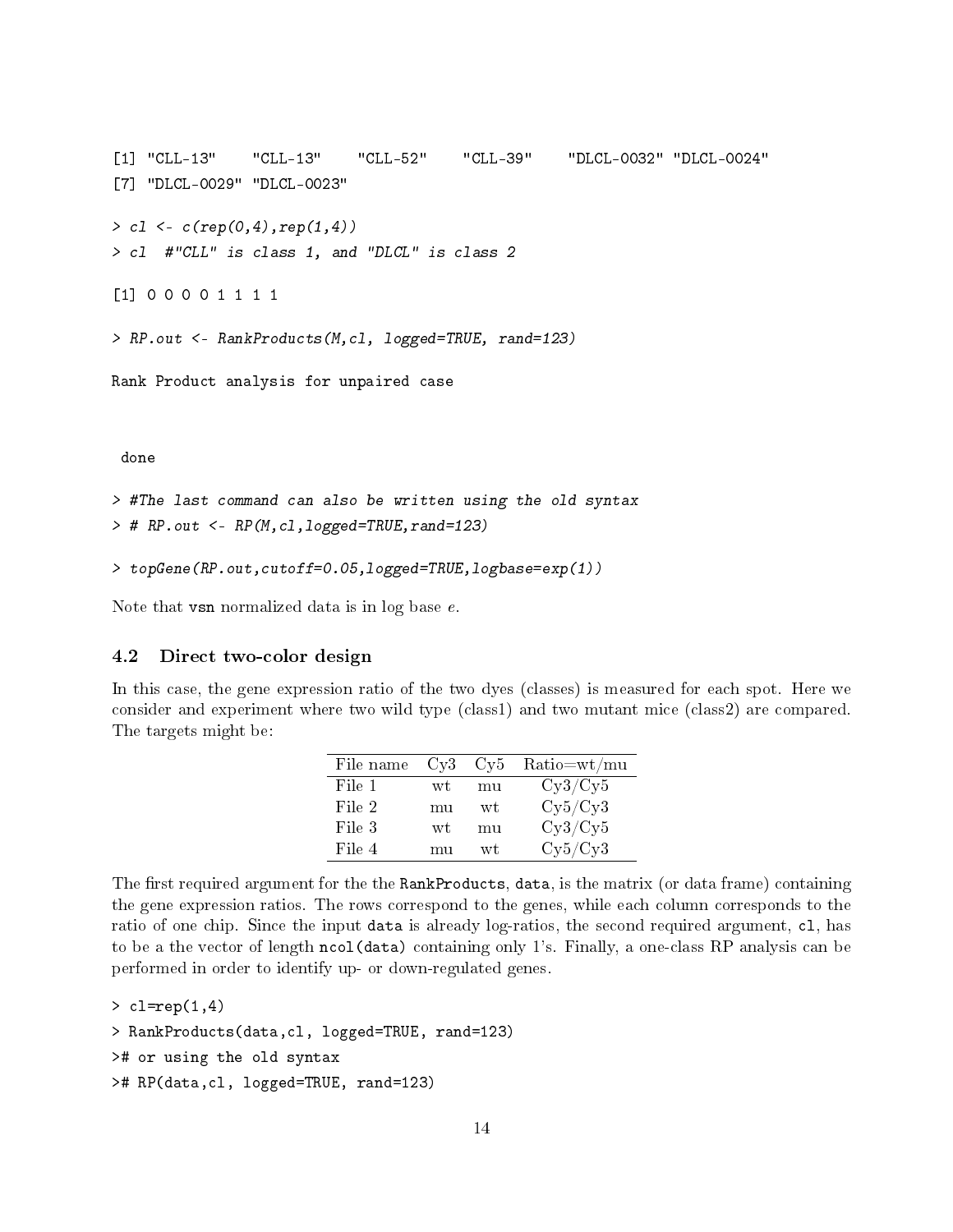```
[1] "CLL-13"    "CLL-13"    "CLL-52"    "CLL-39"    "DLCL-0032" "DLCL-0024"
[7] "DLCL-0029" "DLCL-0023"

> cl <- c(rep(0,4),rep(1,4))
> cl  #"CLL" is class 1, and "DLCL" is class 2

[1] 0 0 0 0 1 1 1 1

> RP.out <- RankProducts(M,cl, logged=TRUE, rand=123)

Rank Product analysis for unpaired case



 done

> #The last command can also be written using the old syntax
> # RP.out <- RP(M,cl,logged=TRUE,rand=123)

> topGene(RP.out,cutoff=0.05,logged=TRUE,logbase=exp(1))
```

Note that vsn normalized data is in log base $e$.

### 4.2 Direct two-color design

In this case, the gene expression ratio of the two dyes (classes) is measured for each spot. Here we consider and experiment where two wild type (class1) and two mutant mice (class2) are compared. The targets might be:

| File name | Cy3 | Cy5 | Ratio=wt/mu |
|---|---|---|---|
| File 1 | wt | mu | Cy3/Cy5 |
| File 2 | mu | wt | Cy5/Cy3 |
| File 3 | wt | mu | Cy3/Cy5 |
| File 4 | mu | wt | Cy5/Cy3 |

The first required argument for the the RankProducts, data, is the matrix (or data frame) containing the gene expression ratios. The rows correspond to the genes, while each column corresponds to the ratio of one chip. Since the input data is already log-ratios, the second required argument, cl, has to be a the vector of length ncol(data) containing only 1's. Finally, a one-class RP analysis can be performed in order to identify up- or down-regulated genes.

```
> cl=rep(1,4)
> RankProducts(data,cl, logged=TRUE, rand=123)
># or using the old syntax
># RP(data,cl, logged=TRUE, rand=123)
```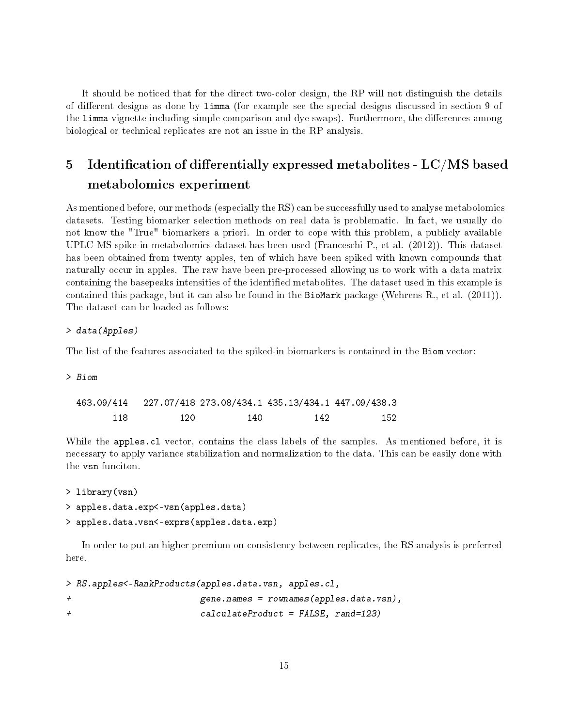It should be noticed that for the direct two-color design, the RP will not distinguish the details of different designs as done by `limma` (for example see the special designs discussed in section 9 of the `limma` vignette including simple comparison and dye swaps). Furthermore, the differences among biological or technical replicates are not an issue in the RP analysis.

# 5 Identification of differentially expressed metabolites - LC/MS based metabolomics experiment

As mentioned before, our methods (especially the RS) can be successfully used to analyse metabolomics datasets. Testing biomarker selection methods on real data is problematic. In fact, we usually do not know the "True" biomarkers a priori. In order to cope with this problem, a publicly available UPLC-MS spike-in metabolomics dataset has been used (Franceschi P., et al. (2012)). This dataset has been obtained from twenty apples, ten of which have been spiked with known compounds that naturally occur in apples. The raw have been pre-processed allowing us to work with a data matrix containing the basepeaks intensities of the identified metabolites. The dataset used in this example is contained this package, but it can also be found in the `BioMark` package (Wehrens R., et al. (2011)). The dataset can be loaded as follows:

```
> data(Apples)
```

The list of the features associated to the spiked-in biomarkers is contained in the `Biom` vector:

```
> Biom

  463.09/414   227.07/418 273.08/434.1 435.13/434.1 447.09/438.3 
         118          120          140          142          152 
```

While the `apples.cl` vector, contains the class labels of the samples. As mentioned before, it is necessary to apply variance stabilization and normalization to the data. This can be easily done with the `vsn` funciton.

```
> library(vsn)
> apples.data.exp<-vsn(apples.data)
> apples.data.vsn<-exprs(apples.data.exp)
```

In order to put an higher premium on consistency between replicates, the RS analysis is preferred here.

```
> RS.apples<-RankProducts(apples.data.vsn, apples.cl,
+                         gene.names = rownames(apples.data.vsn),
+                         calculateProduct = FALSE, rand=123)
```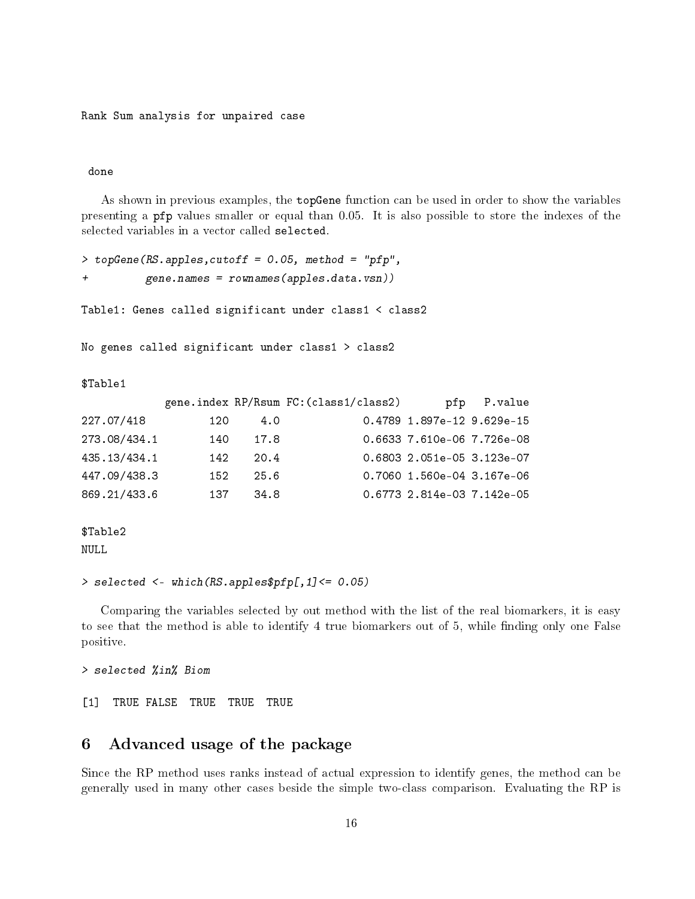```
Rank Sum analysis for unpaired case
```

```
 done
```

As shown in previous examples, the topGene function can be used in order to show the variables presenting a pfp values smaller or equal than 0.05. It is also possible to store the indexes of the selected variables in a vector called selected.

```
> topGene(RS.apples,cutoff = 0.05, method = "pfp",
+         gene.names = rownames(apples.data.vsn))
```

```
Table1: Genes called significant under class1 < class2

No genes called significant under class1 > class2

$Table1
            gene.index RP/Rsum FC:(class1/class2)       pfp   P.value
227.07/418         120     4.0             0.4789 1.897e-12 9.629e-15
273.08/434.1       140    17.8             0.6633 7.610e-06 7.726e-08
435.13/434.1       142    20.4             0.6803 2.051e-05 3.123e-07
447.09/438.3       152    25.6             0.7060 1.560e-04 3.167e-06
869.21/433.6       137    34.8             0.6773 2.814e-03 7.142e-05

$Table2
NULL
```

```
> selected <- which(RS.apples$pfp[,1]<= 0.05)
```

Comparing the variables selected by out method with the list of the real biomarkers, it is easy to see that the method is able to identify 4 true biomarkers out of 5, while finding only one False positive.

```
> selected %in% Biom
```

```
[1]  TRUE FALSE  TRUE  TRUE  TRUE
```

## 6 Advanced usage of the package

Since the RP method uses ranks instead of actual expression to identify genes, the method can be generally used in many other cases beside the simple two-class comparison. Evaluating the RP is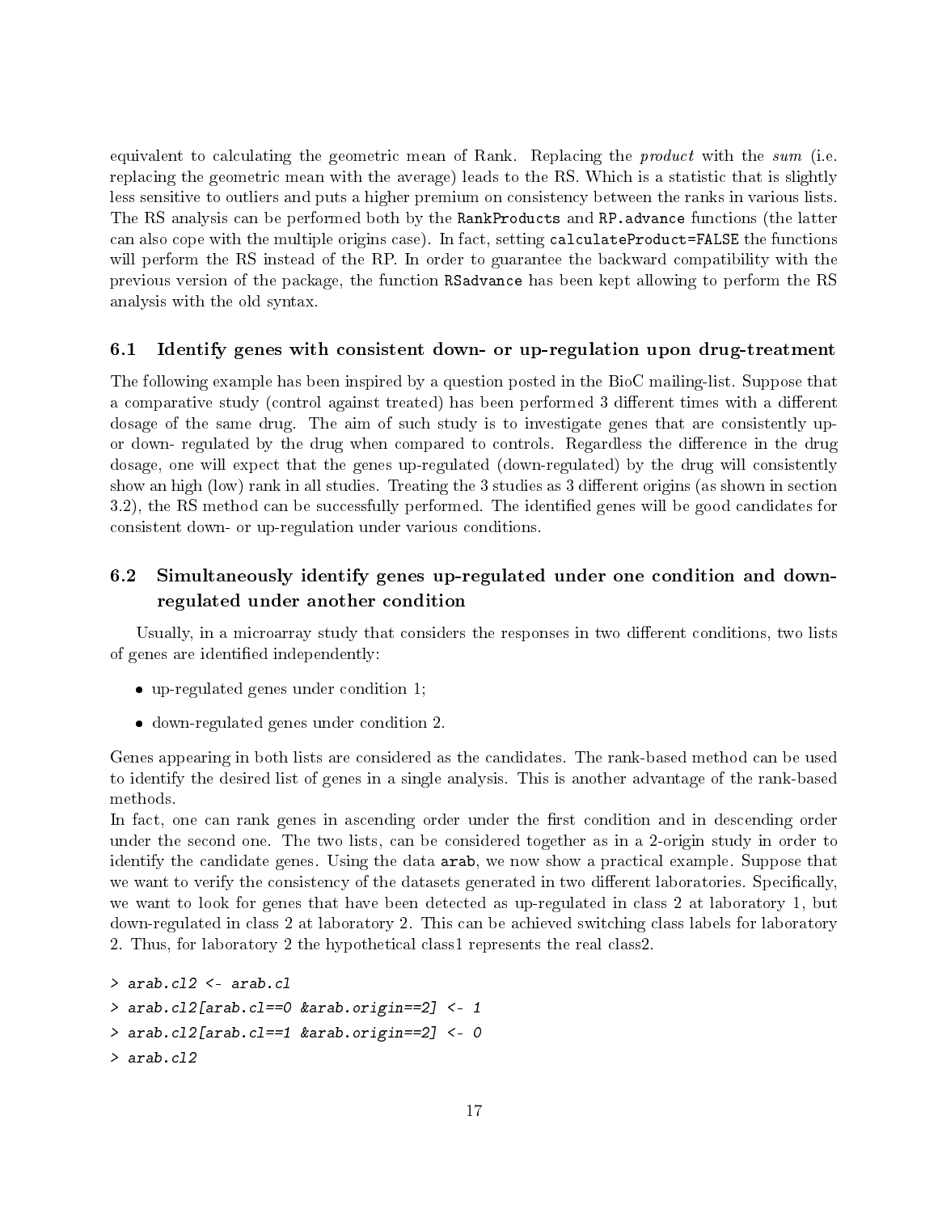equivalent to calculating the geometric mean of Rank. Replacing the *product* with the *sum* (i.e. replacing the geometric mean with the average) leads to the RS. Which is a statistic that is slightly less sensitive to outliers and puts a higher premium on consistency between the ranks in various lists. The RS analysis can be performed both by the `RankProducts` and `RP.advance` functions (the latter can also cope with the multiple origins case). In fact, setting `calculateProduct=FALSE` the functions will perform the RS instead of the RP. In order to guarantee the backward compatibility with the previous version of the package, the function `RSadvance` has been kept allowing to perform the RS analysis with the old syntax.

## 6.1 Identify genes with consistent down- or up-regulation upon drug-treatment

The following example has been inspired by a question posted in the BioC mailing-list. Suppose that a comparative study (control against treated) has been performed 3 different times with a different dosage of the same drug. The aim of such study is to investigate genes that are consistently up- or down- regulated by the drug when compared to controls. Regardless the difference in the drug dosage, one will expect that the genes up-regulated (down-regulated) by the drug will consistently show an high (low) rank in all studies. Treating the 3 studies as 3 different origins (as shown in section 3.2), the RS method can be successfully performed. The identified genes will be good candidates for consistent down- or up-regulation under various conditions.

## 6.2 Simultaneously identify genes up-regulated under one condition and down-regulated under another condition

Usually, in a microarray study that considers the responses in two different conditions, two lists of genes are identified independently:

- up-regulated genes under condition 1;
- down-regulated genes under condition 2.

Genes appearing in both lists are considered as the candidates. The rank-based method can be used to identify the desired list of genes in a single analysis. This is another advantage of the rank-based methods.

In fact, one can rank genes in ascending order under the first condition and in descending order under the second one. The two lists, can be considered together as in a 2-origin study in order to identify the candidate genes. Using the data `arab`, we now show a practical example. Suppose that we want to verify the consistency of the datasets generated in two different laboratories. Specifically, we want to look for genes that have been detected as up-regulated in class 2 at laboratory 1, but down-regulated in class 2 at laboratory 2. This can be achieved switching class labels for laboratory 2. Thus, for laboratory 2 the hypothetical class1 represents the real class2.

```
> arab.cl2 <- arab.cl
> arab.cl2[arab.cl==0 &arab.origin==2] <- 1
> arab.cl2[arab.cl==1 &arab.origin==2] <- 0
> arab.cl2
```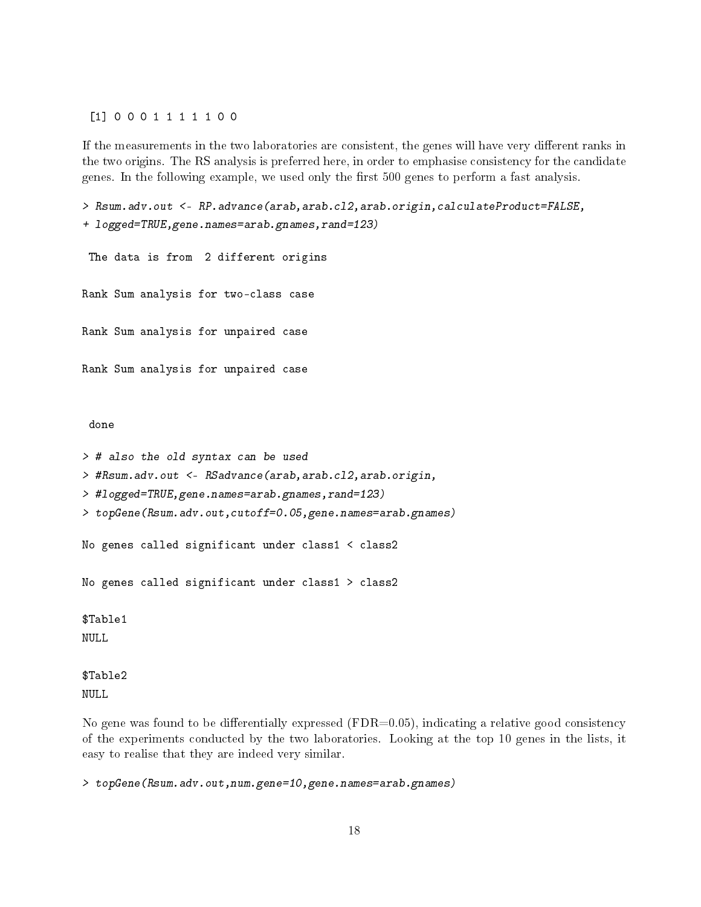```
[1] 0 0 0 1 1 1 1 1 0 0
```

If the measurements in the two laboratories are consistent, the genes will have very different ranks in the two origins. The RS analysis is preferred here, in order to emphasise consistency for the candidate genes. In the following example, we used only the first 500 genes to perform a fast analysis.

```
> Rsum.adv.out <- RP.advance(arab,arab.cl2,arab.origin,calculateProduct=FALSE,
+ logged=TRUE,gene.names=arab.gnames,rand=123)

 The data is from  2 different origins

Rank Sum analysis for two-class case

Rank Sum analysis for unpaired case

Rank Sum analysis for unpaired case


 done

> # also the old syntax can be used
> #Rsum.adv.out <- RSadvance(arab,arab.cl2,arab.origin,
> #logged=TRUE,gene.names=arab.gnames,rand=123)
> topGene(Rsum.adv.out,cutoff=0.05,gene.names=arab.gnames)

No genes called significant under class1 < class2

No genes called significant under class1 > class2

$Table1
NULL

$Table2
NULL
```

No gene was found to be differentially expressed (FDR=0.05), indicating a relative good consistency of the experiments conducted by the two laboratories. Looking at the top 10 genes in the lists, it easy to realise that they are indeed very similar.

```
> topGene(Rsum.adv.out,num.gene=10,gene.names=arab.gnames)
```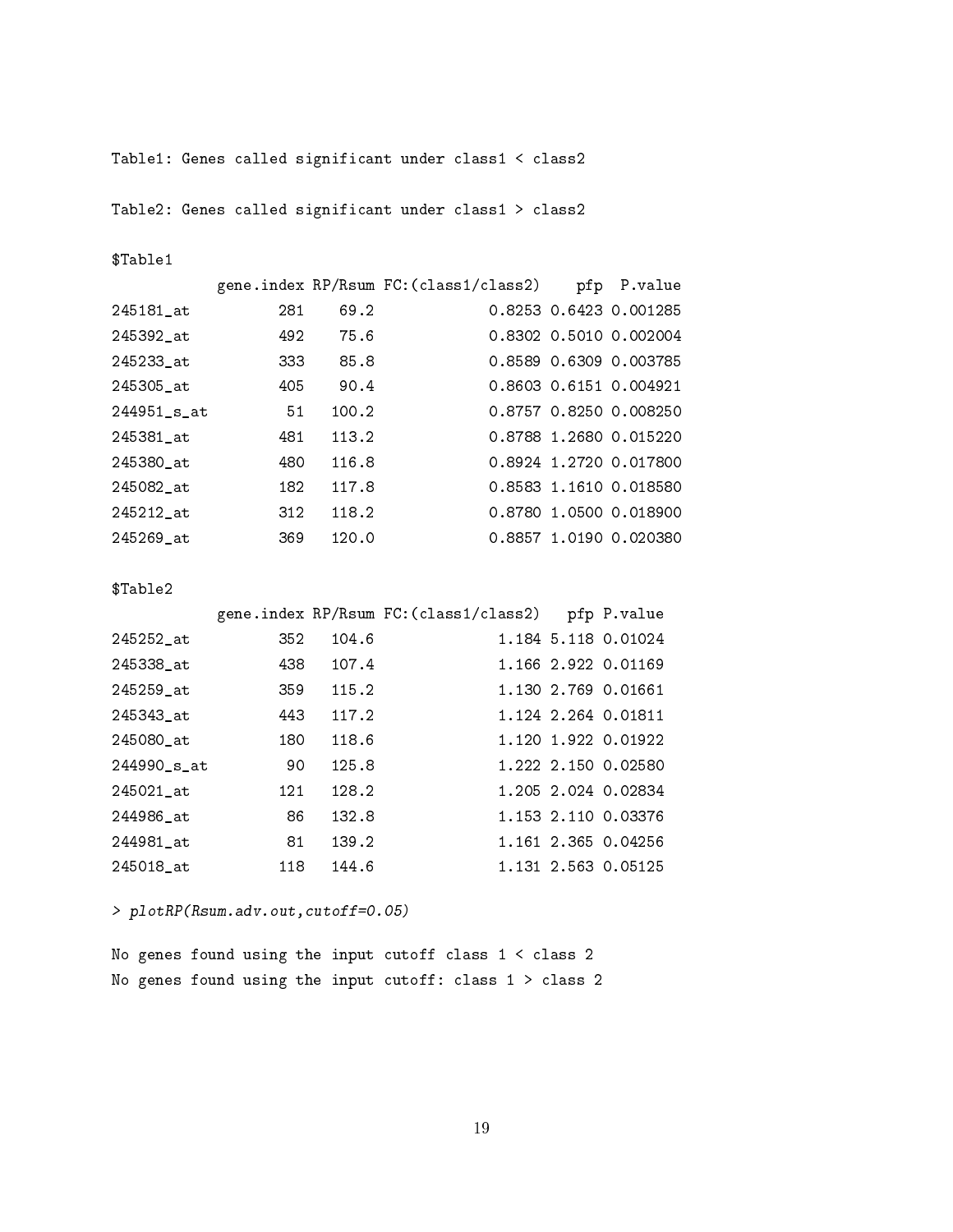```
Table1: Genes called significant under class1 < class2

Table2: Genes called significant under class1 > class2

$Table1
           gene.index RP/Rsum FC:(class1/class2)    pfp  P.value
245181_at         281    69.2             0.8253 0.6423 0.001285
245392_at         492    75.6             0.8302 0.5010 0.002004
245233_at         333    85.8             0.8589 0.6309 0.003785
245305_at         405    90.4             0.8603 0.6151 0.004921
244951_s_at        51   100.2             0.8757 0.8250 0.008250
245381_at         481   113.2             0.8788 1.2680 0.015220
245380_at         480   116.8             0.8924 1.2720 0.017800
245082_at         182   117.8             0.8583 1.1610 0.018580
245212_at         312   118.2             0.8780 1.0500 0.018900
245269_at         369   120.0             0.8857 1.0190 0.020380

$Table2
           gene.index RP/Rsum FC:(class1/class2)   pfp P.value
245252_at         352   104.6              1.184 5.118 0.01024
245338_at         438   107.4              1.166 2.922 0.01169
245259_at         359   115.2              1.130 2.769 0.01661
245343_at         443   117.2              1.124 2.264 0.01811
245080_at         180   118.6              1.120 1.922 0.01922
244990_s_at        90   125.8              1.222 2.150 0.02580
245021_at         121   128.2              1.205 2.024 0.02834
244986_at          86   132.8              1.153 2.110 0.03376
244981_at          81   139.2              1.161 2.365 0.04256
245018_at         118   144.6              1.131 2.563 0.05125

> plotRP(Rsum.adv.out,cutoff=0.05)

No genes found using the input cutoff class 1 < class 2
No genes found using the input cutoff: class 1 > class 2
```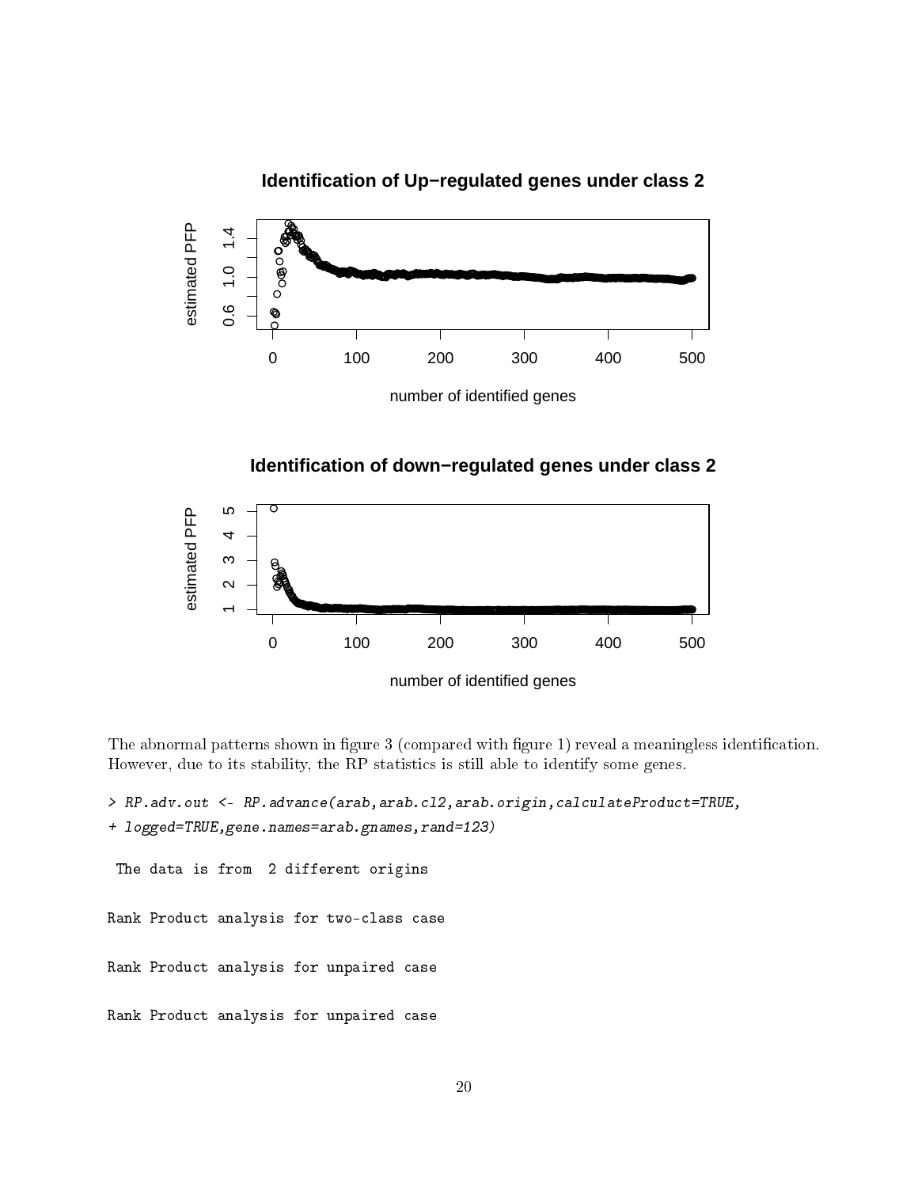The abnormal patterns shown in figure 3 (compared with figure 1) reveal a meaningless identification. However, due to its stability, the RP statistics is still able to identify some genes.

```
> RP.adv.out <- RP.advance(arab,arab.cl2,arab.origin,calculateProduct=TRUE,
+ logged=TRUE,gene.names=arab.gnames,rand=123)
```

```
 The data is from  2 different origins


Rank Product analysis for two-class case


Rank Product analysis for unpaired case


Rank Product analysis for unpaired case
```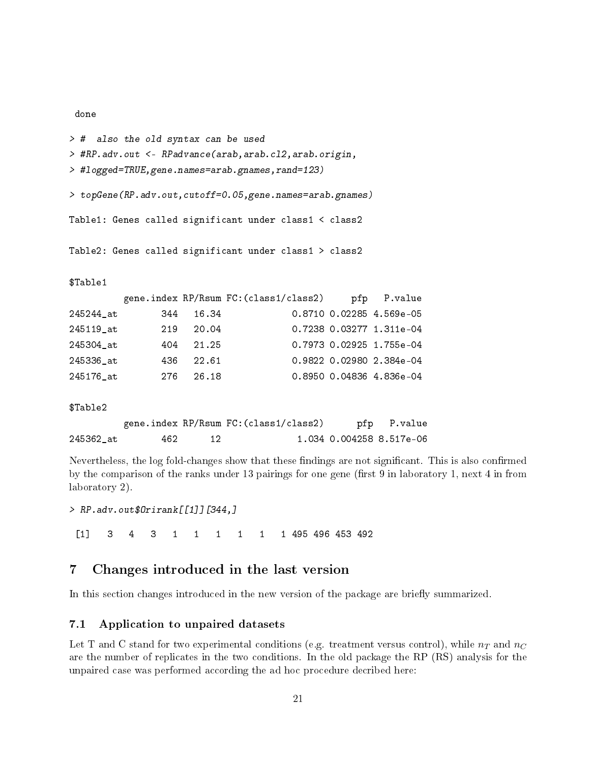```
 done
```

```
> #  also the old syntax can be used
> #RP.adv.out <- RPadvance(arab,arab.cl2,arab.origin,
> #logged=TRUE,gene.names=arab.gnames,rand=123)
```

```
> topGene(RP.adv.out,cutoff=0.05,gene.names=arab.gnames)
```

```
Table1: Genes called significant under class1 < class2


Table2: Genes called significant under class1 > class2


$Table1
          gene.index RP/Rsum FC:(class1/class2)     pfp   P.value
245244_at        344   16.34             0.8710 0.02285 4.569e-05
245119_at        219   20.04             0.7238 0.03277 1.311e-04
245304_at        404   21.25             0.7973 0.02925 1.755e-04
245336_at        436   22.61             0.9822 0.02980 2.384e-04
245176_at        276   26.18             0.8950 0.04836 4.836e-04

$Table2
          gene.index RP/Rsum FC:(class1/class2)      pfp   P.value
245362_at        462      12              1.034 0.004258 8.517e-06
```

Nevertheless, the log fold-changes show that these findings are not significant. This is also confirmed by the comparison of the ranks under 13 pairings for one gene (first 9 in laboratory 1, next 4 in from laboratory 2).

```
> RP.adv.out$Orirank[[1]][344,]
```

```
 [1]   3   4   3   1   1   1   1   1   1 495 496 453 492
```

# 7 Changes introduced in the last version

In this section changes introduced in the new version of the package are briefly summarized.

## 7.1 Application to unpaired datasets

Let T and C stand for two experimental conditions (e.g. treatment versus control), while $n_T$ and $n_C$ are the number of replicates in the two conditions. In the old package the RP (RS) analysis for the unpaired case was performed according the ad hoc procedure decribed here: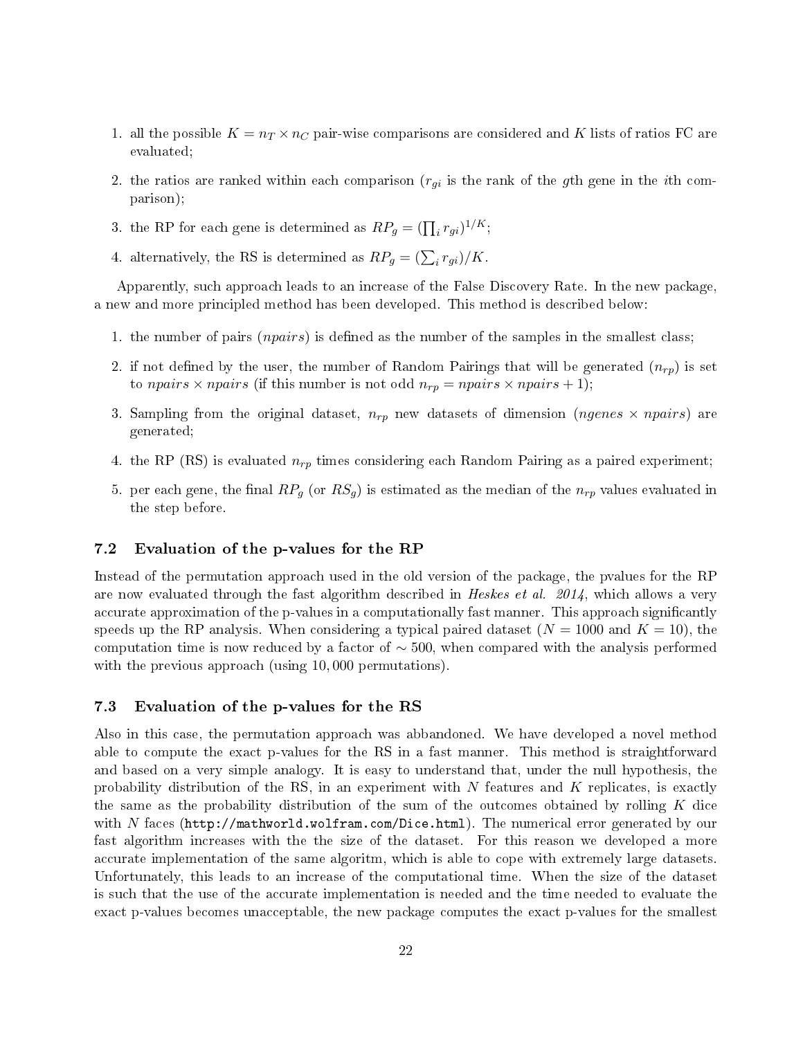1. all the possible $K = n_T \times n_C$ pair-wise comparisons are considered and $K$ lists of ratios FC are evaluated;
2. the ratios are ranked within each comparison ($r_{gi}$ is the rank of the $g$th gene in the $i$th comparison);
3. the RP for each gene is determined as $RP_g = (\prod_i r_{gi})^{1/K}$;
4. alternatively, the RS is determined as $RP_g = (\sum_i r_{gi})/K$.

Apparently, such approach leads to an increase of the False Discovery Rate. In the new package, a new and more principled method has been developed. This method is described below:

1. the number of pairs ($npairs$) is defined as the number of the samples in the smallest class;
2. if not defined by the user, the number of Random Pairings that will be generated ($n_{rp}$) is set to $npairs \times npairs$ (if this number is not odd $n_{rp} = npairs \times npairs + 1$);
3. Sampling from the original dataset, $n_{rp}$ new datasets of dimension ($ngenes \times npairs$) are generated;
4. the RP (RS) is evaluated $n_{rp}$ times considering each Random Pairing as a paired experiment;
5. per each gene, the final $RP_g$ (or $RS_g$) is estimated as the median of the $n_{rp}$ values evaluated in the step before.

### 7.2 Evaluation of the p-values for the RP

Instead of the permutation approach used in the old version of the package, the pvalues for the RP are now evaluated through the fast algorithm described in *Heskes et al. 2014*, which allows a very accurate approximation of the p-values in a computationally fast manner. This approach significantly speeds up the RP analysis. When considering a typical paired dataset ($N = 1000$ and $K = 10$), the computation time is now reduced by a factor of $\sim 500$, when compared with the analysis performed with the previous approach (using 10,000 permutations).

### 7.3 Evaluation of the p-values for the RS

Also in this case, the permutation approach was abbandoned. We have developed a novel method able to compute the exact p-values for the RS in a fast manner. This method is straightforward and based on a very simple analogy. It is easy to understand that, under the null hypothesis, the probability distribution of the RS, in an experiment with $N$ features and $K$ replicates, is exactly the same as the probability distribution of the sum of the outcomes obtained by rolling $K$ dice with $N$ faces (`http://mathworld.wolfram.com/Dice.html`). The numerical error generated by our fast algorithm increases with the the size of the dataset. For this reason we developed a more accurate implementation of the same algoritm, which is able to cope with extremely large datasets. Unfortunately, this leads to an increase of the computational time. When the size of the dataset is such that the use of the accurate implementation is needed and the time needed to evaluate the exact p-values becomes unacceptable, the new package computes the exact p-values for the smallest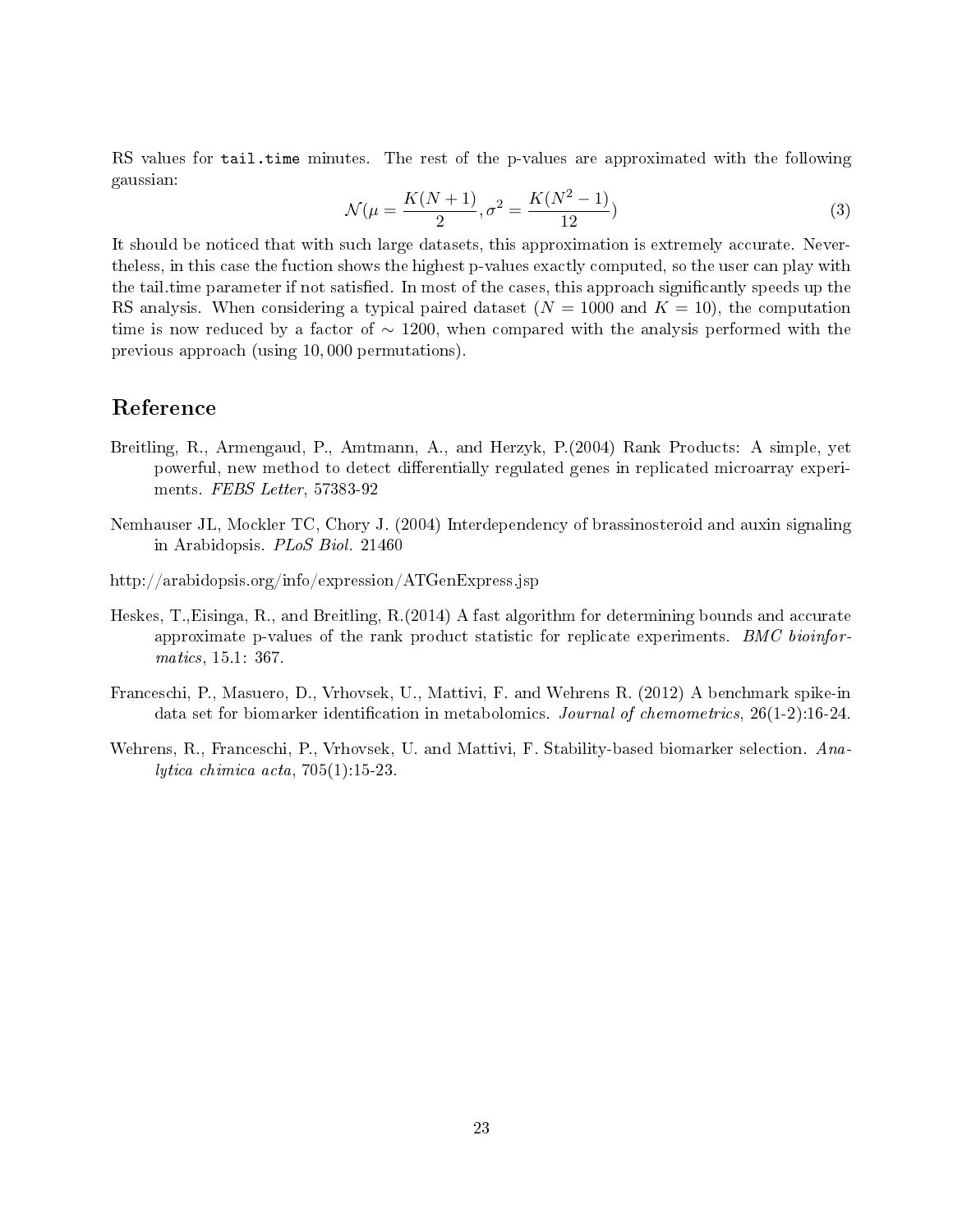RS values for `tail.time` minutes. The rest of the p-values are approximated with the following gaussian:

$$\mathcal{N}(\mu = \frac{K(N+1)}{2}, \sigma^2 = \frac{K(N^2-1)}{12}) \tag{3}$$

It should be noticed that with such large datasets, this approximation is extremely accurate. Nevertheless, in this case the fuction shows the highest p-values exactly computed, so the user can play with the tail.time parameter if not satisfied. In most of the cases, this approach significantly speeds up the RS analysis. When considering a typical paired dataset ($N = 1000$ and $K = 10$), the computation time is now reduced by a factor of $\sim 1200$, when compared with the analysis performed with the previous approach (using $10,000$ permutations).

## Reference

Breitling, R., Armengaud, P., Amtmann, A., and Herzyk, P.(2004) Rank Products: A simple, yet powerful, new method to detect differentially regulated genes in replicated microarray experiments. *FEBS Letter*, 57383-92

Nemhauser JL, Mockler TC, Chory J. (2004) Interdependency of brassinosteroid and auxin signaling in Arabidopsis. *PLoS Biol.* 21460

http://arabidopsis.org/info/expression/ATGenExpress.jsp

Heskes, T.,Eisinga, R., and Breitling, R.(2014) A fast algorithm for determining bounds and accurate approximate p-values of the rank product statistic for replicate experiments. *BMC bioinformatics*, 15.1: 367.

Franceschi, P., Masuero, D., Vrhovsek, U., Mattivi, F. and Wehrens R. (2012) A benchmark spike-in data set for biomarker identification in metabolomics. *Journal of chemometrics*, 26(1-2):16-24.

Wehrens, R., Franceschi, P., Vrhovsek, U. and Mattivi, F. Stability-based biomarker selection. *Analytica chimica acta*, 705(1):15-23.